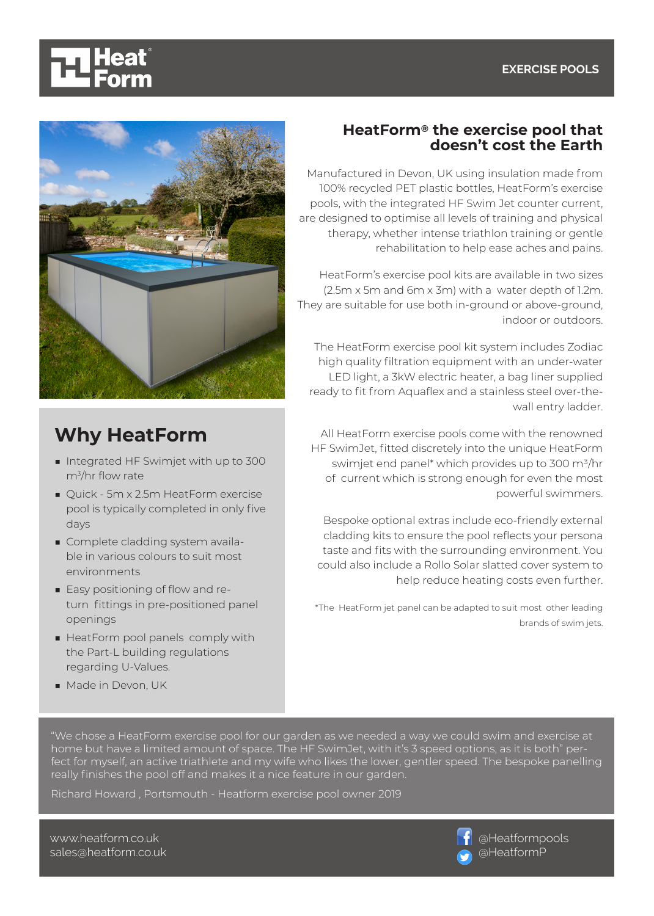Heat Form

EXERCISE POOLS

## HeatForm® the exercise pool that doesn't cost the Earth

Manufactured in Devon, UK using insulation made from 100% recycled PET plastic bottles, HeatForm's exercise pools, with the integrated HF Swim Jet counter current, are designed to optimise all levels of training and physical therapy, whether intense triathlon training or gentle rehabilitation to help ease aches and pains.

HeatForm's exercise pool kits are available in two sizes (2.5m x 5m and 6m x 3m) with a water depth of 1.2m. They are suitable for use both in-ground or above-ground, indoor or outdoors.

The HeatForm exercise pool kit system includes Zodiac high quality filtration equipment with an under-water LED light, a 3kW electric heater, a bag liner supplied ready to fit from Aquaflex and a stainless steel over-the-wall entry ladder.

All HeatForm exercise pools come with the renowned HF SwimJet, fitted discretely into the unique HeatForm swimjet end panel* which provides up to 300 $m^3$/hr of current which is strong enough for even the most powerful swimmers.

Bespoke optional extras include eco-friendly external cladding kits to ensure the pool reflects your persona taste and fits with the surrounding environment. You could also include a Rollo Solar slatted cover system to help reduce heating costs even further.

*The HeatForm jet panel can be adapted to suit most other leading brands of swim jets.

## Why HeatForm

- Integrated HF Swimjet with up to 300 $m^3$/hr flow rate
- Quick - 5m x 2.5m HeatForm exercise pool is typically completed in only five days
- Complete cladding system available in various colours to suit most environments
- Easy positioning of flow and return fittings in pre-positioned panel openings
- HeatForm pool panels comply with the Part-L building regulations regarding U-Values.
- Made in Devon, UK

"We chose a HeatForm exercise pool for our garden as we needed a way we could swim and exercise at home but have a limited amount of space. The HF SwimJet, with it's 3 speed options, as it is both" perfect for myself, an active triathlete and my wife who likes the lower, gentler speed. The bespoke panelling really finishes the pool off and makes it a nice feature in our garden.

Richard Howard , Portsmouth - Heatform exercise pool owner 2019

www.heatform.co.uk
sales@heatform.co.uk

@Heatformpools
@HeatformP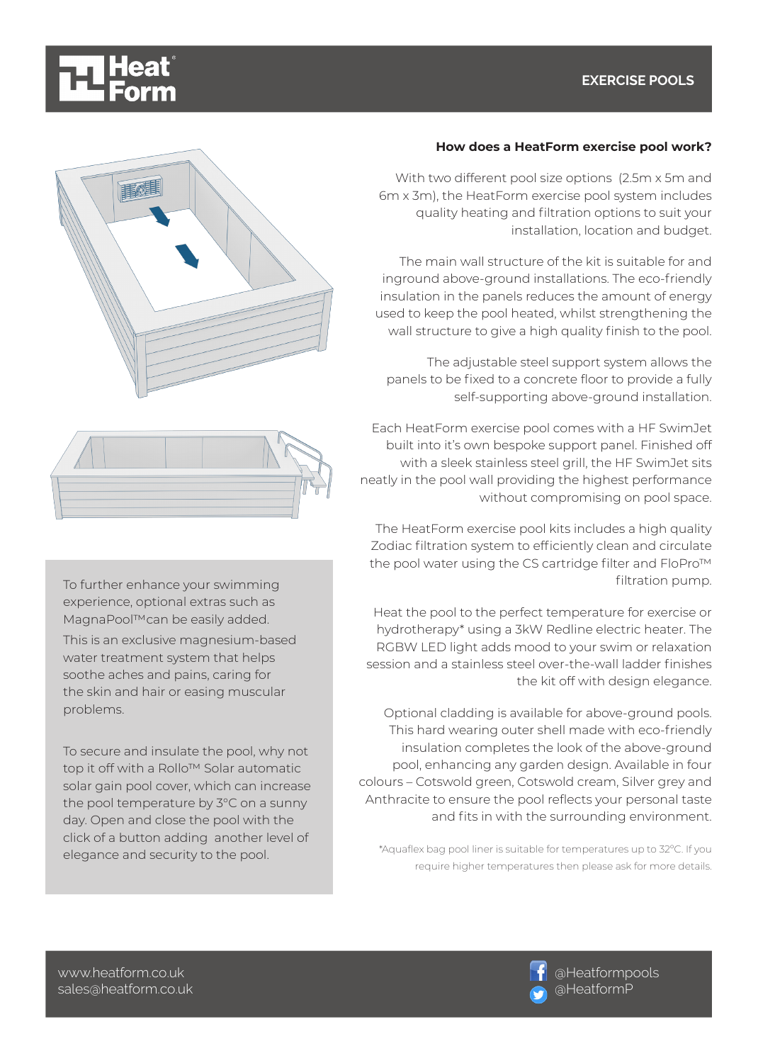# EXERCISE POOLS

### How does a HeatForm exercise pool work?

With two different pool size options (2.5m x 5m and 6m x 3m), the HeatForm exercise pool system includes quality heating and filtration options to suit your installation, location and budget.

The main wall structure of the kit is suitable for and inground above-ground installations. The eco-friendly insulation in the panels reduces the amount of energy used to keep the pool heated, whilst strengthening the wall structure to give a high quality finish to the pool.

The adjustable steel support system allows the panels to be fixed to a concrete floor to provide a fully self-supporting above-ground installation.

Each HeatForm exercise pool comes with a HF SwimJet built into it's own bespoke support panel. Finished off with a sleek stainless steel grill, the HF SwimJet sits neatly in the pool wall providing the highest performance without compromising on pool space.

The HeatForm exercise pool kits includes a high quality Zodiac filtration system to efficiently clean and circulate the pool water using the CS cartridge filter and FloPro™ filtration pump.

Heat the pool to the perfect temperature for exercise or hydrotherapy* using a 3kW Redline electric heater. The RGBW LED light adds mood to your swim or relaxation session and a stainless steel over-the-wall ladder finishes the kit off with design elegance.

Optional cladding is available for above-ground pools. This hard wearing outer shell made with eco-friendly insulation completes the look of the above-ground pool, enhancing any garden design. Available in four colours – Cotswold green, Cotswold cream, Silver grey and Anthracite to ensure the pool reflects your personal taste and fits in with the surrounding environment.

*Aquaflex bag pool liner is suitable for temperatures up to 32°C. If you require higher temperatures then please ask for more details.

To further enhance your swimming experience, optional extras such as MagnaPool™can be easily added. This is an exclusive magnesium-based water treatment system that helps soothe aches and pains, caring for the skin and hair or easing muscular problems.

To secure and insulate the pool, why not top it off with a Rollo™ Solar automatic solar gain pool cover, which can increase the pool temperature by 3°C on a sunny day. Open and close the pool with the click of a button adding another level of elegance and security to the pool.

www.heatform.co.uk
sales@heatform.co.uk

@Heatformpools
@HeatformP